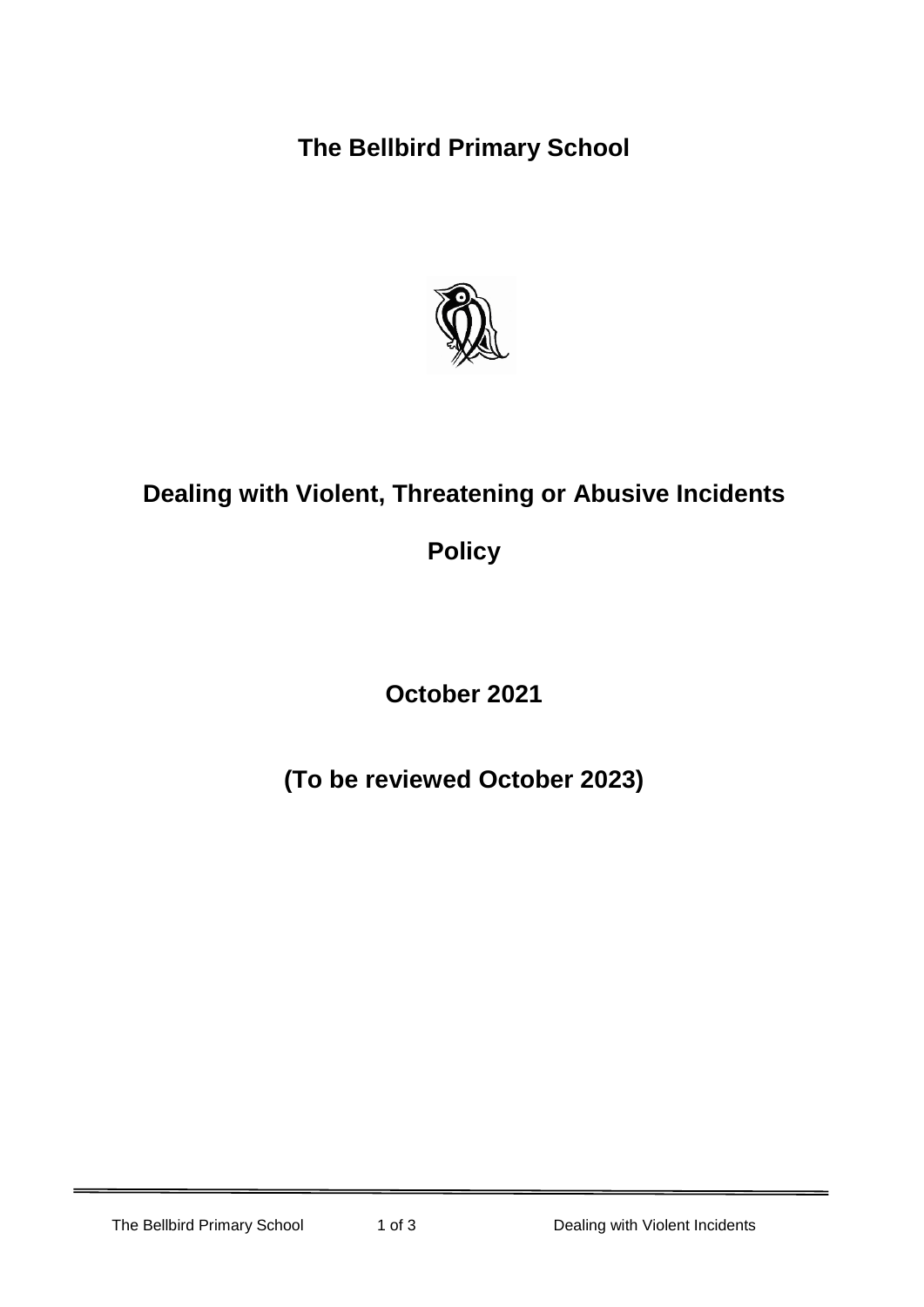# The Bellbird Primary School

# Dealing with Violent, Threatening or Abusive Incidents

# Policy

**October 2021**

**(To be reviewed October 2023)**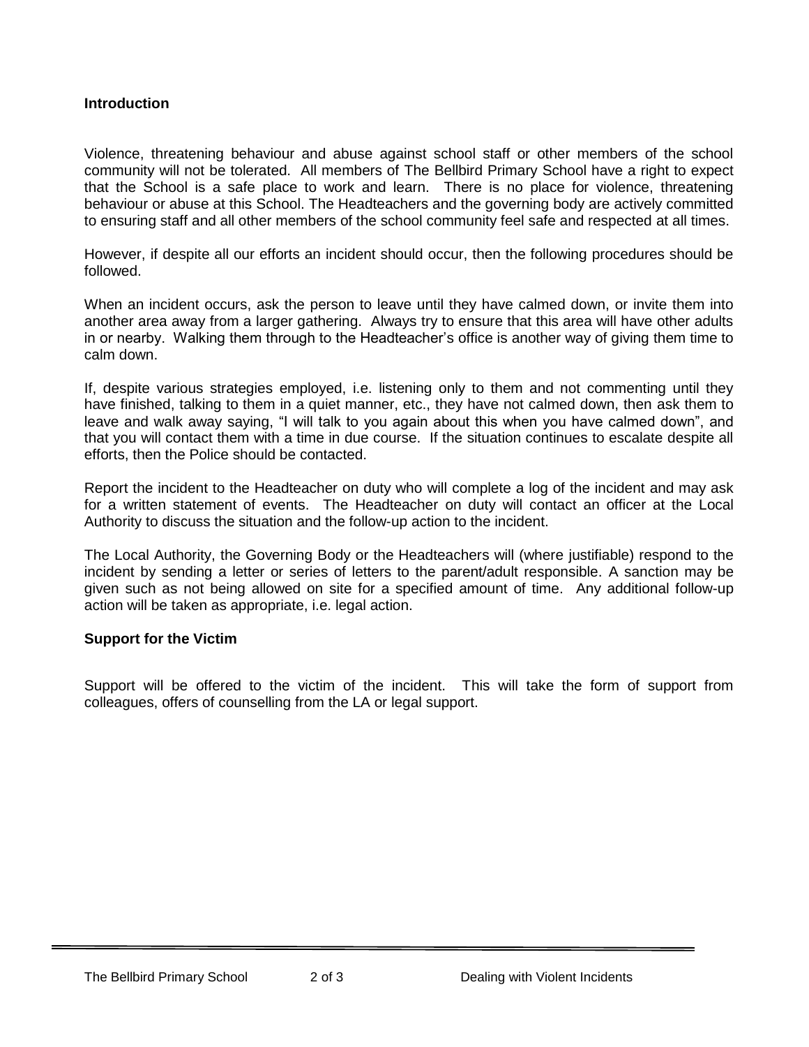**Introduction**

Violence, threatening behaviour and abuse against school staff or other members of the school community will not be tolerated. All members of The Bellbird Primary School have a right to expect that the School is a safe place to work and learn. There is no place for violence, threatening behaviour or abuse at this School. The Headteachers and the governing body are actively committed to ensuring staff and all other members of the school community feel safe and respected at all times.

However, if despite all our efforts an incident should occur, then the following procedures should be followed.

When an incident occurs, ask the person to leave until they have calmed down, or invite them into another area away from a larger gathering. Always try to ensure that this area will have other adults in or nearby. Walking them through to the Headteacher's office is another way of giving them time to calm down.

If, despite various strategies employed, i.e. listening only to them and not commenting until they have finished, talking to them in a quiet manner, etc., they have not calmed down, then ask them to leave and walk away saying, "I will talk to you again about this when you have calmed down", and that you will contact them with a time in due course. If the situation continues to escalate despite all efforts, then the Police should be contacted.

Report the incident to the Headteacher on duty who will complete a log of the incident and may ask for a written statement of events. The Headteacher on duty will contact an officer at the Local Authority to discuss the situation and the follow-up action to the incident.

The Local Authority, the Governing Body or the Headteachers will (where justifiable) respond to the incident by sending a letter or series of letters to the parent/adult responsible. A sanction may be given such as not being allowed on site for a specified amount of time. Any additional follow-up action will be taken as appropriate, i.e. legal action.

**Support for the Victim**

Support will be offered to the victim of the incident. This will take the form of support from colleagues, offers of counselling from the LA or legal support.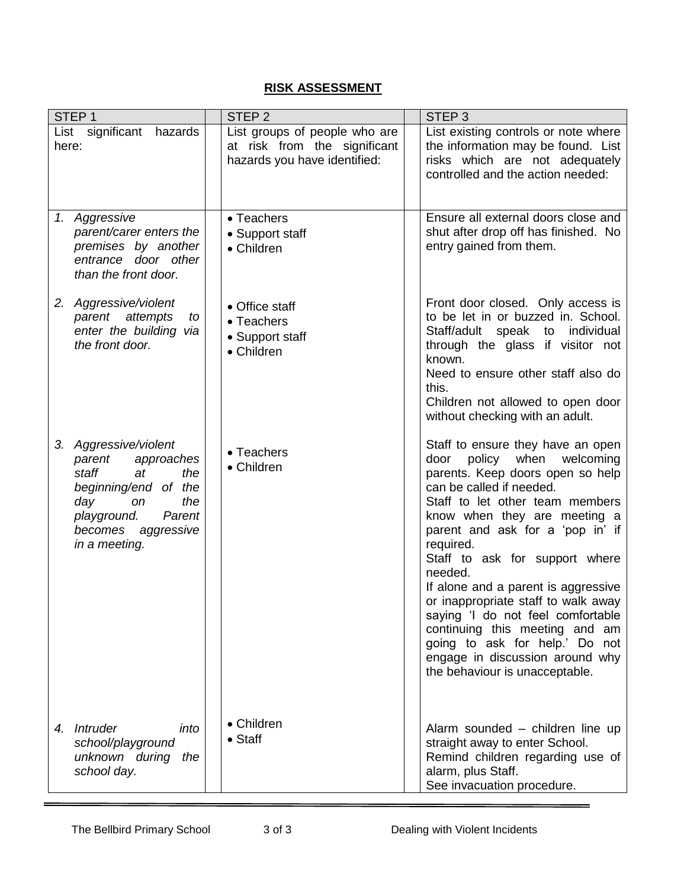## RISK ASSESSMENT

| STEP 1 | STEP 2 | STEP 3 |
|---|---|---|
| List significant hazards here: | List groups of people who are at risk from the significant hazards you have identified: | List existing controls or note where the information may be found. List risks which are not adequately controlled and the action needed: |
| 1. *Aggressive parent/carer enters the premises by another entrance door other than the front door.* | • Teachers<br>• Support staff<br>• Children | Ensure all external doors close and shut after drop off has finished. No entry gained from them. |
| 2. *Aggressive/violent parent attempts to enter the building via the front door.* | • Office staff<br>• Teachers<br>• Support staff<br>• Children | Front door closed. Only access is to be let in or buzzed in. School. Staff/adult speak to individual through the glass if visitor not known.<br>Need to ensure other staff also do this.<br>Children not allowed to open door without checking with an adult. |
| 3. *Aggressive/violent parent approaches staff at the beginning/end of the day on the playground. Parent becomes aggressive in a meeting.* | • Teachers<br>• Children | Staff to ensure they have an open door policy when welcoming parents. Keep doors open so help can be called if needed.<br>Staff to let other team members know when they are meeting a parent and ask for a 'pop in' if required.<br>Staff to ask for support where needed.<br>If alone and a parent is aggressive or inappropriate staff to walk away saying 'I do not feel comfortable continuing this meeting and am going to ask for help.' Do not engage in discussion around why the behaviour is unacceptable. |
| 4. *Intruder into school/playground unknown during the school day.* | • Children<br>• Staff | Alarm sounded – children line up straight away to enter School.<br>Remind children regarding use of alarm, plus Staff.<br>See invacuation procedure. |